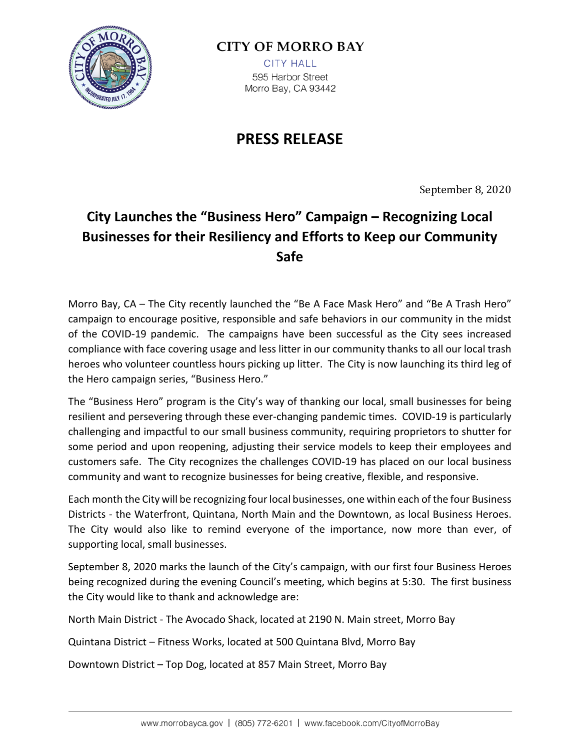**CITY OF MORRO BAY**

CITY HALL
595 Harbor Street
Morro Bay, CA 93442

# PRESS RELEASE

September 8, 2020

## City Launches the "Business Hero" Campaign – Recognizing Local Businesses for their Resiliency and Efforts to Keep our Community Safe

Morro Bay, CA – The City recently launched the "Be A Face Mask Hero" and "Be A Trash Hero" campaign to encourage positive, responsible and safe behaviors in our community in the midst of the COVID-19 pandemic. The campaigns have been successful as the City sees increased compliance with face covering usage and less litter in our community thanks to all our local trash heroes who volunteer countless hours picking up litter. The City is now launching its third leg of the Hero campaign series, "Business Hero."

The "Business Hero" program is the City's way of thanking our local, small businesses for being resilient and persevering through these ever-changing pandemic times. COVID-19 is particularly challenging and impactful to our small business community, requiring proprietors to shutter for some period and upon reopening, adjusting their service models to keep their employees and customers safe. The City recognizes the challenges COVID-19 has placed on our local business community and want to recognize businesses for being creative, flexible, and responsive.

Each month the City will be recognizing four local businesses, one within each of the four Business Districts - the Waterfront, Quintana, North Main and the Downtown, as local Business Heroes. The City would also like to remind everyone of the importance, now more than ever, of supporting local, small businesses.

September 8, 2020 marks the launch of the City's campaign, with our first four Business Heroes being recognized during the evening Council's meeting, which begins at 5:30. The first business the City would like to thank and acknowledge are:

North Main District - The Avocado Shack, located at 2190 N. Main street, Morro Bay

Quintana District – Fitness Works, located at 500 Quintana Blvd, Morro Bay

Downtown District – Top Dog, located at 857 Main Street, Morro Bay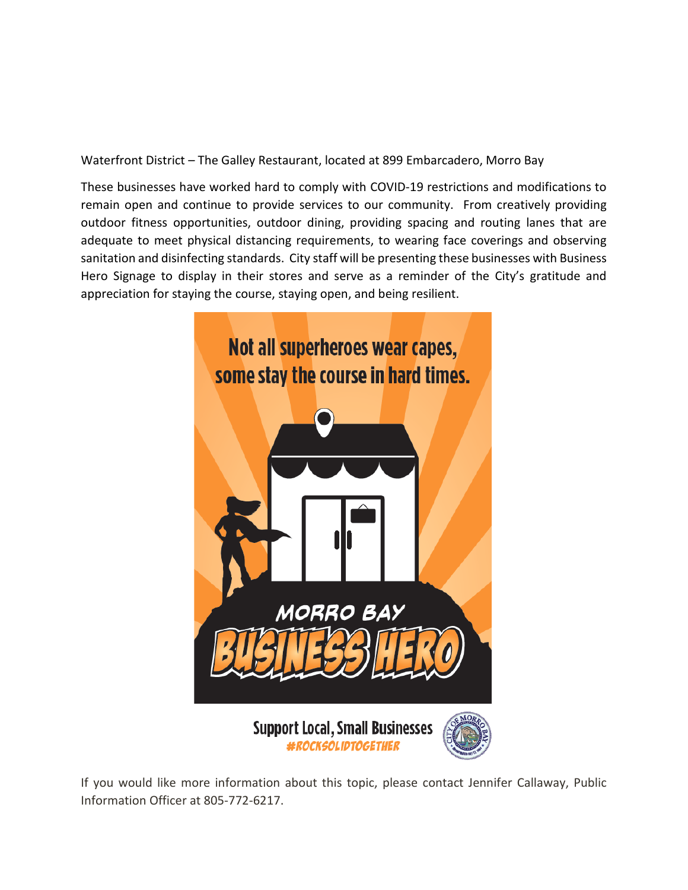Waterfront District – The Galley Restaurant, located at 899 Embarcadero, Morro Bay

These businesses have worked hard to comply with COVID-19 restrictions and modifications to remain open and continue to provide services to our community. From creatively providing outdoor fitness opportunities, outdoor dining, providing spacing and routing lanes that are adequate to meet physical distancing requirements, to wearing face coverings and observing sanitation and disinfecting standards. City staff will be presenting these businesses with Business Hero Signage to display in their stores and serve as a reminder of the City's gratitude and appreciation for staying the course, staying open, and being resilient.

Not all superheroes wear capes, some stay the course in hard times.

MORRO BAY BUSINESS HERO

Support Local, Small Businesses
#ROCKSOLIDTOGETHER

If you would like more information about this topic, please contact Jennifer Callaway, Public Information Officer at 805-772-6217.